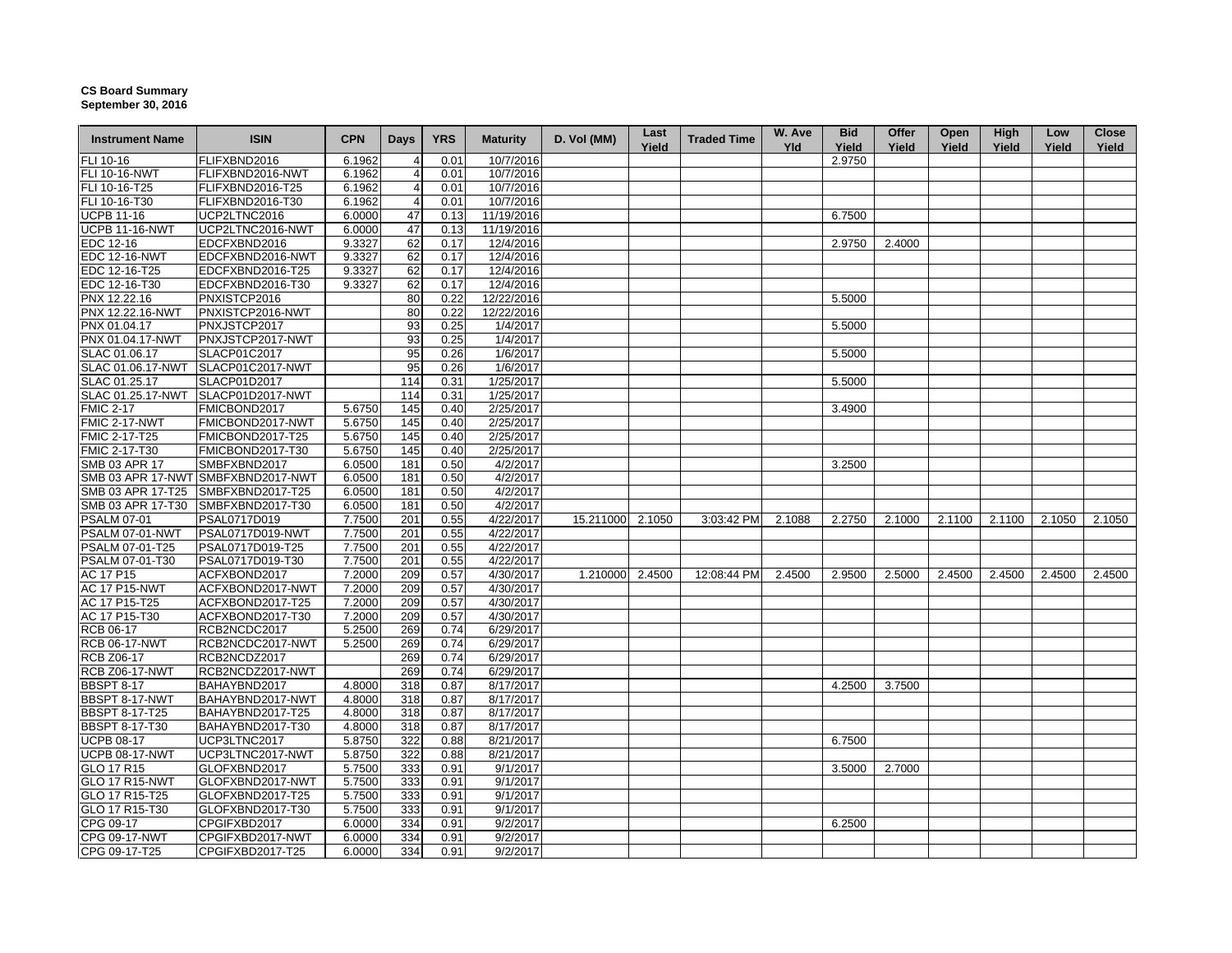**CS Board Summary**
**September 30, 2016**

| Instrument Name | ISIN | CPN | Days | YRS | Maturity | D. Vol (MM) | Last Yield | Traded Time | W. Ave Yld | Bid Yield | Offer Yield | Open Yield | High Yield | Low Yield | Close Yield |
|---|---|---|---|---|---|---|---|---|---|---|---|---|---|---|---|
| FLI 10-16 | FLIFXBND2016 | 6.1962 | 4 | 0.01 | 10/7/2016 | | | | | 2.9750 | | | | | |
| FLI 10-16-NWT | FLIFXBND2016-NWT | 6.1962 | 4 | 0.01 | 10/7/2016 | | | | | | | | | | |
| FLI 10-16-T25 | FLIFXBND2016-T25 | 6.1962 | 4 | 0.01 | 10/7/2016 | | | | | | | | | | |
| FLI 10-16-T30 | FLIFXBND2016-T30 | 6.1962 | 4 | 0.01 | 10/7/2016 | | | | | | | | | | |
| UCPB 11-16 | UCP2LTNC2016 | 6.0000 | 47 | 0.13 | 11/19/2016 | | | | | 6.7500 | | | | | |
| UCPB 11-16-NWT | UCP2LTNC2016-NWT | 6.0000 | 47 | 0.13 | 11/19/2016 | | | | | | | | | | |
| EDC 12-16 | EDCFXBND2016 | 9.3327 | 62 | 0.17 | 12/4/2016 | | | | | 2.9750 | 2.4000 | | | | |
| EDC 12-16-NWT | EDCFXBND2016-NWT | 9.3327 | 62 | 0.17 | 12/4/2016 | | | | | | | | | | |
| EDC 12-16-T25 | EDCFXBND2016-T25 | 9.3327 | 62 | 0.17 | 12/4/2016 | | | | | | | | | | |
| EDC 12-16-T30 | EDCFXBND2016-T30 | 9.3327 | 62 | 0.17 | 12/4/2016 | | | | | | | | | | |
| PNX 12.22.16 | PNXISTCP2016 | | 80 | 0.22 | 12/22/2016 | | | | | 5.5000 | | | | | |
| PNX 12.22.16-NWT | PNXISTCP2016-NWT | | 80 | 0.22 | 12/22/2016 | | | | | | | | | | |
| PNX 01.04.17 | PNXJSTCP2017 | | 93 | 0.25 | 1/4/2017 | | | | | 5.5000 | | | | | |
| PNX 01.04.17-NWT | PNXJSTCP2017-NWT | | 93 | 0.25 | 1/4/2017 | | | | | | | | | | |
| SLAC 01.06.17 | SLACP01C2017 | | 95 | 0.26 | 1/6/2017 | | | | | 5.5000 | | | | | |
| SLAC 01.06.17-NWT | SLACP01C2017-NWT | | 95 | 0.26 | 1/6/2017 | | | | | | | | | | |
| SLAC 01.25.17 | SLACP01D2017 | | 114 | 0.31 | 1/25/2017 | | | | | 5.5000 | | | | | |
| SLAC 01.25.17-NWT | SLACP01D2017-NWT | | 114 | 0.31 | 1/25/2017 | | | | | | | | | | |
| FMIC 2-17 | FMICBOND2017 | 5.6750 | 145 | 0.40 | 2/25/2017 | | | | | 3.4900 | | | | | |
| FMIC 2-17-NWT | FMICBOND2017-NWT | 5.6750 | 145 | 0.40 | 2/25/2017 | | | | | | | | | | |
| FMIC 2-17-T25 | FMICBOND2017-T25 | 5.6750 | 145 | 0.40 | 2/25/2017 | | | | | | | | | | |
| FMIC 2-17-T30 | FMICBOND2017-T30 | 5.6750 | 145 | 0.40 | 2/25/2017 | | | | | | | | | | |
| SMB 03 APR 17 | SMBFXBND2017 | 6.0500 | 181 | 0.50 | 4/2/2017 | | | | | 3.2500 | | | | | |
| SMB 03 APR 17-NWT | SMBFXBND2017-NWT | 6.0500 | 181 | 0.50 | 4/2/2017 | | | | | | | | | | |
| SMB 03 APR 17-T25 | SMBFXBND2017-T25 | 6.0500 | 181 | 0.50 | 4/2/2017 | | | | | | | | | | |
| SMB 03 APR 17-T30 | SMBFXBND2017-T30 | 6.0500 | 181 | 0.50 | 4/2/2017 | | | | | | | | | | |
| PSALM 07-01 | PSAL0717D019 | 7.7500 | 201 | 0.55 | 4/22/2017 | 15.211000 | 2.1050 | 3:03:42 PM | 2.1088 | 2.2750 | 2.1000 | 2.1100 | 2.1100 | 2.1050 | 2.1050 |
| PSALM 07-01-NWT | PSAL0717D019-NWT | 7.7500 | 201 | 0.55 | 4/22/2017 | | | | | | | | | | |
| PSALM 07-01-T25 | PSAL0717D019-T25 | 7.7500 | 201 | 0.55 | 4/22/2017 | | | | | | | | | | |
| PSALM 07-01-T30 | PSAL0717D019-T30 | 7.7500 | 201 | 0.55 | 4/22/2017 | | | | | | | | | | |
| AC 17 P15 | ACFXBOND2017 | 7.2000 | 209 | 0.57 | 4/30/2017 | 1.210000 | 2.4500 | 12:08:44 PM | 2.4500 | 2.9500 | 2.5000 | 2.4500 | 2.4500 | 2.4500 | 2.4500 |
| AC 17 P15-NWT | ACFXBOND2017-NWT | 7.2000 | 209 | 0.57 | 4/30/2017 | | | | | | | | | | |
| AC 17 P15-T25 | ACFXBOND2017-T25 | 7.2000 | 209 | 0.57 | 4/30/2017 | | | | | | | | | | |
| AC 17 P15-T30 | ACFXBOND2017-T30 | 7.2000 | 209 | 0.57 | 4/30/2017 | | | | | | | | | | |
| RCB 06-17 | RCB2NCDC2017 | 5.2500 | 269 | 0.74 | 6/29/2017 | | | | | | | | | | |
| RCB 06-17-NWT | RCB2NCDC2017-NWT | 5.2500 | 269 | 0.74 | 6/29/2017 | | | | | | | | | | |
| RCB Z06-17 | RCB2NCDZ2017 | | 269 | 0.74 | 6/29/2017 | | | | | | | | | | |
| RCB Z06-17-NWT | RCB2NCDZ2017-NWT | | 269 | 0.74 | 6/29/2017 | | | | | | | | | | |
| BBSPT 8-17 | BAHAYBND2017 | 4.8000 | 318 | 0.87 | 8/17/2017 | | | | | 4.2500 | 3.7500 | | | | |
| BBSPT 8-17-NWT | BAHAYBND2017-NWT | 4.8000 | 318 | 0.87 | 8/17/2017 | | | | | | | | | | |
| BBSPT 8-17-T25 | BAHAYBND2017-T25 | 4.8000 | 318 | 0.87 | 8/17/2017 | | | | | | | | | | |
| BBSPT 8-17-T30 | BAHAYBND2017-T30 | 4.8000 | 318 | 0.87 | 8/17/2017 | | | | | | | | | | |
| UCPB 08-17 | UCP3LTNC2017 | 5.8750 | 322 | 0.88 | 8/21/2017 | | | | | 6.7500 | | | | | |
| UCPB 08-17-NWT | UCP3LTNC2017-NWT | 5.8750 | 322 | 0.88 | 8/21/2017 | | | | | | | | | | |
| GLO 17 R15 | GLOFXBND2017 | 5.7500 | 333 | 0.91 | 9/1/2017 | | | | | 3.5000 | 2.7000 | | | | |
| GLO 17 R15-NWT | GLOFXBND2017-NWT | 5.7500 | 333 | 0.91 | 9/1/2017 | | | | | | | | | | |
| GLO 17 R15-T25 | GLOFXBND2017-T25 | 5.7500 | 333 | 0.91 | 9/1/2017 | | | | | | | | | | |
| GLO 17 R15-T30 | GLOFXBND2017-T30 | 5.7500 | 333 | 0.91 | 9/1/2017 | | | | | | | | | | |
| CPG 09-17 | CPGIFXBD2017 | 6.0000 | 334 | 0.91 | 9/2/2017 | | | | | 6.2500 | | | | | |
| CPG 09-17-NWT | CPGIFXBD2017-NWT | 6.0000 | 334 | 0.91 | 9/2/2017 | | | | | | | | | | |
| CPG 09-17-T25 | CPGIFXBD2017-T25 | 6.0000 | 334 | 0.91 | 9/2/2017 | | | | | | | | | | |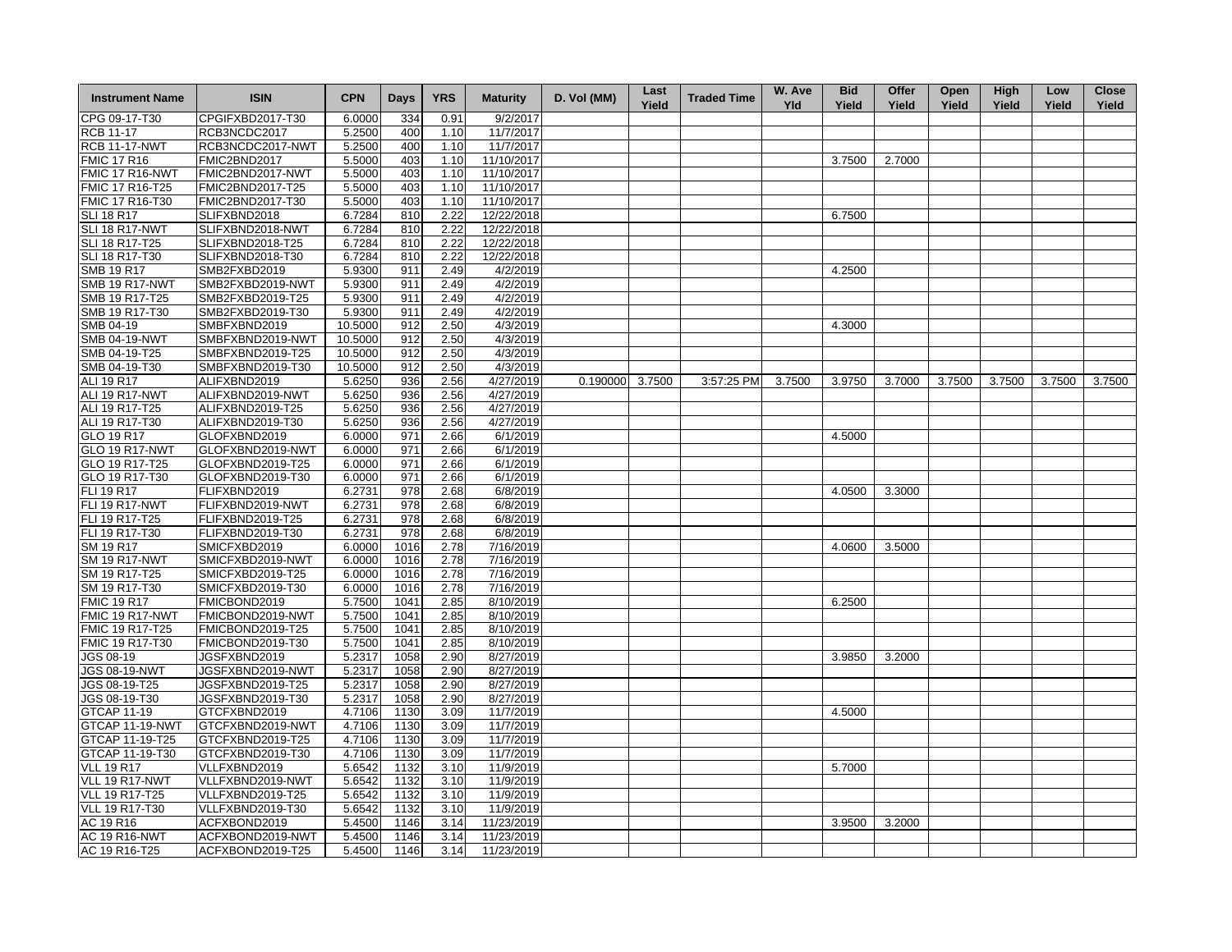| Instrument Name | ISIN | CPN | Days | YRS | Maturity | D. Vol (MM) | Last Yield | Traded Time | W. Ave Yld | Bid Yield | Offer Yield | Open Yield | High Yield | Low Yield | Close Yield |
|---|---|---|---|---|---|---|---|---|---|---|---|---|---|---|---|
| CPG 09-17-T30 | CPGIFXBD2017-T30 | 6.0000 | 334 | 0.91 | 9/2/2017 | | | | | | | | | | |
| RCB 11-17 | RCB3NCDC2017 | 5.2500 | 400 | 1.10 | 11/7/2017 | | | | | | | | | | |
| RCB 11-17-NWT | RCB3NCDC2017-NWT | 5.2500 | 400 | 1.10 | 11/7/2017 | | | | | | | | | | |
| FMIC 17 R16 | FMIC2BND2017 | 5.5000 | 403 | 1.10 | 11/10/2017 | | | | | 3.7500 | 2.7000 | | | | |
| FMIC 17 R16-NWT | FMIC2BND2017-NWT | 5.5000 | 403 | 1.10 | 11/10/2017 | | | | | | | | | | |
| FMIC 17 R16-T25 | FMIC2BND2017-T25 | 5.5000 | 403 | 1.10 | 11/10/2017 | | | | | | | | | | |
| FMIC 17 R16-T30 | FMIC2BND2017-T30 | 5.5000 | 403 | 1.10 | 11/10/2017 | | | | | | | | | | |
| SLI 18 R17 | SLIFXBND2018 | 6.7284 | 810 | 2.22 | 12/22/2018 | | | | | 6.7500 | | | | | |
| SLI 18 R17-NWT | SLIFXBND2018-NWT | 6.7284 | 810 | 2.22 | 12/22/2018 | | | | | | | | | | |
| SLI 18 R17-T25 | SLIFXBND2018-T25 | 6.7284 | 810 | 2.22 | 12/22/2018 | | | | | | | | | | |
| SLI 18 R17-T30 | SLIFXBND2018-T30 | 6.7284 | 810 | 2.22 | 12/22/2018 | | | | | | | | | | |
| SMB 19 R17 | SMB2FXBD2019 | 5.9300 | 911 | 2.49 | 4/2/2019 | | | | | 4.2500 | | | | | |
| SMB 19 R17-NWT | SMB2FXBD2019-NWT | 5.9300 | 911 | 2.49 | 4/2/2019 | | | | | | | | | | |
| SMB 19 R17-T25 | SMB2FXBD2019-T25 | 5.9300 | 911 | 2.49 | 4/2/2019 | | | | | | | | | | |
| SMB 19 R17-T30 | SMB2FXBD2019-T30 | 5.9300 | 911 | 2.49 | 4/2/2019 | | | | | | | | | | |
| SMB 04-19 | SMBFXBND2019 | 10.5000 | 912 | 2.50 | 4/3/2019 | | | | | 4.3000 | | | | | |
| SMB 04-19-NWT | SMBFXBND2019-NWT | 10.5000 | 912 | 2.50 | 4/3/2019 | | | | | | | | | | |
| SMB 04-19-T25 | SMBFXBND2019-T25 | 10.5000 | 912 | 2.50 | 4/3/2019 | | | | | | | | | | |
| SMB 04-19-T30 | SMBFXBND2019-T30 | 10.5000 | 912 | 2.50 | 4/3/2019 | | | | | | | | | | |
| ALI 19 R17 | ALIFXBND2019 | 5.6250 | 936 | 2.56 | 4/27/2019 | 0.190000 | 3.7500 | 3:57:25 PM | 3.7500 | 3.9750 | 3.7000 | 3.7500 | 3.7500 | 3.7500 | 3.7500 |
| ALI 19 R17-NWT | ALIFXBND2019-NWT | 5.6250 | 936 | 2.56 | 4/27/2019 | | | | | | | | | | |
| ALI 19 R17-T25 | ALIFXBND2019-T25 | 5.6250 | 936 | 2.56 | 4/27/2019 | | | | | | | | | | |
| ALI 19 R17-T30 | ALIFXBND2019-T30 | 5.6250 | 936 | 2.56 | 4/27/2019 | | | | | | | | | | |
| GLO 19 R17 | GLOFXBND2019 | 6.0000 | 971 | 2.66 | 6/1/2019 | | | | | 4.5000 | | | | | |
| GLO 19 R17-NWT | GLOFXBND2019-NWT | 6.0000 | 971 | 2.66 | 6/1/2019 | | | | | | | | | | |
| GLO 19 R17-T25 | GLOFXBND2019-T25 | 6.0000 | 971 | 2.66 | 6/1/2019 | | | | | | | | | | |
| GLO 19 R17-T30 | GLOFXBND2019-T30 | 6.0000 | 971 | 2.66 | 6/1/2019 | | | | | | | | | | |
| FLI 19 R17 | FLIFXBND2019 | 6.2731 | 978 | 2.68 | 6/8/2019 | | | | | 4.0500 | 3.3000 | | | | |
| FLI 19 R17-NWT | FLIFXBND2019-NWT | 6.2731 | 978 | 2.68 | 6/8/2019 | | | | | | | | | | |
| FLI 19 R17-T25 | FLIFXBND2019-T25 | 6.2731 | 978 | 2.68 | 6/8/2019 | | | | | | | | | | |
| FLI 19 R17-T30 | FLIFXBND2019-T30 | 6.2731 | 978 | 2.68 | 6/8/2019 | | | | | | | | | | |
| SM 19 R17 | SMICFXBD2019 | 6.0000 | 1016 | 2.78 | 7/16/2019 | | | | | 4.0600 | 3.5000 | | | | |
| SM 19 R17-NWT | SMICFXBD2019-NWT | 6.0000 | 1016 | 2.78 | 7/16/2019 | | | | | | | | | | |
| SM 19 R17-T25 | SMICFXBD2019-T25 | 6.0000 | 1016 | 2.78 | 7/16/2019 | | | | | | | | | | |
| SM 19 R17-T30 | SMICFXBD2019-T30 | 6.0000 | 1016 | 2.78 | 7/16/2019 | | | | | | | | | | |
| FMIC 19 R17 | FMICBOND2019 | 5.7500 | 1041 | 2.85 | 8/10/2019 | | | | | 6.2500 | | | | | |
| FMIC 19 R17-NWT | FMICBOND2019-NWT | 5.7500 | 1041 | 2.85 | 8/10/2019 | | | | | | | | | | |
| FMIC 19 R17-T25 | FMICBOND2019-T25 | 5.7500 | 1041 | 2.85 | 8/10/2019 | | | | | | | | | | |
| FMIC 19 R17-T30 | FMICBOND2019-T30 | 5.7500 | 1041 | 2.85 | 8/10/2019 | | | | | | | | | | |
| JGS 08-19 | JGSFXBND2019 | 5.2317 | 1058 | 2.90 | 8/27/2019 | | | | | 3.9850 | 3.2000 | | | | |
| JGS 08-19-NWT | JGSFXBND2019-NWT | 5.2317 | 1058 | 2.90 | 8/27/2019 | | | | | | | | | | |
| JGS 08-19-T25 | JGSFXBND2019-T25 | 5.2317 | 1058 | 2.90 | 8/27/2019 | | | | | | | | | | |
| JGS 08-19-T30 | JGSFXBND2019-T30 | 5.2317 | 1058 | 2.90 | 8/27/2019 | | | | | | | | | | |
| GTCAP 11-19 | GTCFXBND2019 | 4.7106 | 1130 | 3.09 | 11/7/2019 | | | | | 4.5000 | | | | | |
| GTCAP 11-19-NWT | GTCFXBND2019-NWT | 4.7106 | 1130 | 3.09 | 11/7/2019 | | | | | | | | | | |
| GTCAP 11-19-T25 | GTCFXBND2019-T25 | 4.7106 | 1130 | 3.09 | 11/7/2019 | | | | | | | | | | |
| GTCAP 11-19-T30 | GTCFXBND2019-T30 | 4.7106 | 1130 | 3.09 | 11/7/2019 | | | | | | | | | | |
| VLL 19 R17 | VLLFXBND2019 | 5.6542 | 1132 | 3.10 | 11/9/2019 | | | | | 5.7000 | | | | | |
| VLL 19 R17-NWT | VLLFXBND2019-NWT | 5.6542 | 1132 | 3.10 | 11/9/2019 | | | | | | | | | | |
| VLL 19 R17-T25 | VLLFXBND2019-T25 | 5.6542 | 1132 | 3.10 | 11/9/2019 | | | | | | | | | | |
| VLL 19 R17-T30 | VLLFXBND2019-T30 | 5.6542 | 1132 | 3.10 | 11/9/2019 | | | | | | | | | | |
| AC 19 R16 | ACFXBOND2019 | 5.4500 | 1146 | 3.14 | 11/23/2019 | | | | | 3.9500 | 3.2000 | | | | |
| AC 19 R16-NWT | ACFXBOND2019-NWT | 5.4500 | 1146 | 3.14 | 11/23/2019 | | | | | | | | | | |
| AC 19 R16-T25 | ACFXBOND2019-T25 | 5.4500 | 1146 | 3.14 | 11/23/2019 | | | | | | | | | | |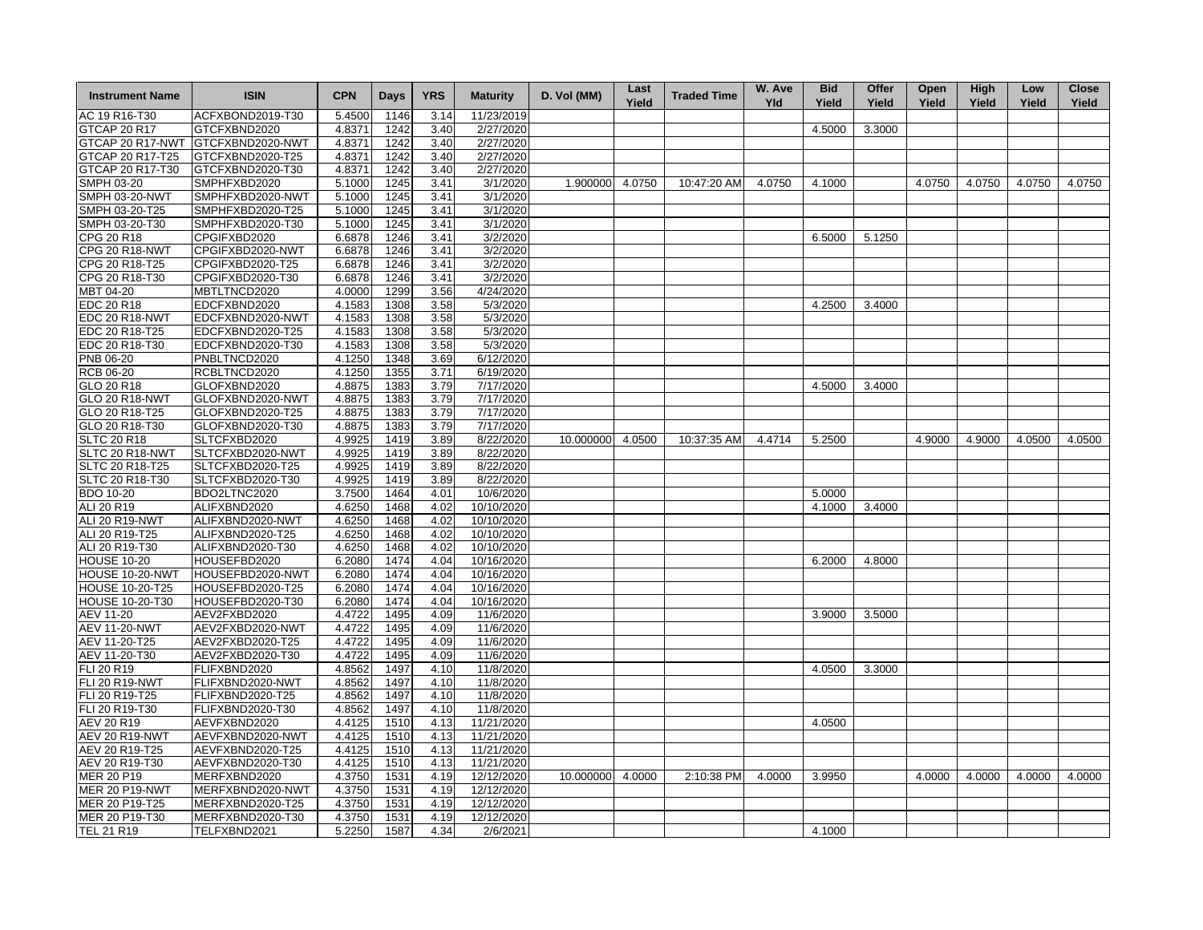| Instrument Name | ISIN | CPN | Days | YRS | Maturity | D. Vol (MM) | Last Yield | Traded Time | W. Ave Yld | Bid Yield | Offer Yield | Open Yield | High Yield | Low Yield | Close Yield |
|---|---|---|---|---|---|---|---|---|---|---|---|---|---|---|---|
| AC 19 R16-T30 | ACFXBOND2019-T30 | 5.4500 | 1146 | 3.14 | 11/23/2019 | | | | | | | | | | |
| GTCAP 20 R17 | GTCFXBND2020 | 4.8371 | 1242 | 3.40 | 2/27/2020 | | | | | 4.5000 | 3.3000 | | | | |
| GTCAP 20 R17-NWT | GTCFXBND2020-NWT | 4.8371 | 1242 | 3.40 | 2/27/2020 | | | | | | | | | | |
| GTCAP 20 R17-T25 | GTCFXBND2020-T25 | 4.8371 | 1242 | 3.40 | 2/27/2020 | | | | | | | | | | |
| GTCAP 20 R17-T30 | GTCFXBND2020-T30 | 4.8371 | 1242 | 3.40 | 2/27/2020 | | | | | | | | | | |
| SMPH 03-20 | SMPHFXBD2020 | 5.1000 | 1245 | 3.41 | 3/1/2020 | 1.900000 | 4.0750 | 10:47:20 AM | 4.0750 | 4.1000 | | 4.0750 | 4.0750 | 4.0750 | 4.0750 |
| SMPH 03-20-NWT | SMPHFXBD2020-NWT | 5.1000 | 1245 | 3.41 | 3/1/2020 | | | | | | | | | | |
| SMPH 03-20-T25 | SMPHFXBD2020-T25 | 5.1000 | 1245 | 3.41 | 3/1/2020 | | | | | | | | | | |
| SMPH 03-20-T30 | SMPHFXBD2020-T30 | 5.1000 | 1245 | 3.41 | 3/1/2020 | | | | | | | | | | |
| CPG 20 R18 | CPGIFXBD2020 | 6.6878 | 1246 | 3.41 | 3/2/2020 | | | | | 6.5000 | 5.1250 | | | | |
| CPG 20 R18-NWT | CPGIFXBD2020-NWT | 6.6878 | 1246 | 3.41 | 3/2/2020 | | | | | | | | | | |
| CPG 20 R18-T25 | CPGIFXBD2020-T25 | 6.6878 | 1246 | 3.41 | 3/2/2020 | | | | | | | | | | |
| CPG 20 R18-T30 | CPGIFXBD2020-T30 | 6.6878 | 1246 | 3.41 | 3/2/2020 | | | | | | | | | | |
| MBT 04-20 | MBTLTNCD2020 | 4.0000 | 1299 | 3.56 | 4/24/2020 | | | | | | | | | | |
| EDC 20 R18 | EDCFXBND2020 | 4.1583 | 1308 | 3.58 | 5/3/2020 | | | | | 4.2500 | 3.4000 | | | | |
| EDC 20 R18-NWT | EDCFXBND2020-NWT | 4.1583 | 1308 | 3.58 | 5/3/2020 | | | | | | | | | | |
| EDC 20 R18-T25 | EDCFXBND2020-T25 | 4.1583 | 1308 | 3.58 | 5/3/2020 | | | | | | | | | | |
| EDC 20 R18-T30 | EDCFXBND2020-T30 | 4.1583 | 1308 | 3.58 | 5/3/2020 | | | | | | | | | | |
| PNB 06-20 | PNBLTNCD2020 | 4.1250 | 1348 | 3.69 | 6/12/2020 | | | | | | | | | | |
| RCB 06-20 | RCBLTNCD2020 | 4.1250 | 1355 | 3.71 | 6/19/2020 | | | | | | | | | | |
| GLO 20 R18 | GLOFXBND2020 | 4.8875 | 1383 | 3.79 | 7/17/2020 | | | | | 4.5000 | 3.4000 | | | | |
| GLO 20 R18-NWT | GLOFXBND2020-NWT | 4.8875 | 1383 | 3.79 | 7/17/2020 | | | | | | | | | | |
| GLO 20 R18-T25 | GLOFXBND2020-T25 | 4.8875 | 1383 | 3.79 | 7/17/2020 | | | | | | | | | | |
| GLO 20 R18-T30 | GLOFXBND2020-T30 | 4.8875 | 1383 | 3.79 | 7/17/2020 | | | | | | | | | | |
| SLTC 20 R18 | SLTCFXBD2020 | 4.9925 | 1419 | 3.89 | 8/22/2020 | 10.000000 | 4.0500 | 10:37:35 AM | 4.4714 | 5.2500 | | 4.9000 | 4.9000 | 4.0500 | 4.0500 |
| SLTC 20 R18-NWT | SLTCFXBD2020-NWT | 4.9925 | 1419 | 3.89 | 8/22/2020 | | | | | | | | | | |
| SLTC 20 R18-T25 | SLTCFXBD2020-T25 | 4.9925 | 1419 | 3.89 | 8/22/2020 | | | | | | | | | | |
| SLTC 20 R18-T30 | SLTCFXBD2020-T30 | 4.9925 | 1419 | 3.89 | 8/22/2020 | | | | | | | | | | |
| BDO 10-20 | BDO2LTNC2020 | 3.7500 | 1464 | 4.01 | 10/6/2020 | | | | | 5.0000 | | | | | |
| ALI 20 R19 | ALIFXBND2020 | 4.6250 | 1468 | 4.02 | 10/10/2020 | | | | | 4.1000 | 3.4000 | | | | |
| ALI 20 R19-NWT | ALIFXBND2020-NWT | 4.6250 | 1468 | 4.02 | 10/10/2020 | | | | | | | | | | |
| ALI 20 R19-T25 | ALIFXBND2020-T25 | 4.6250 | 1468 | 4.02 | 10/10/2020 | | | | | | | | | | |
| ALI 20 R19-T30 | ALIFXBND2020-T30 | 4.6250 | 1468 | 4.02 | 10/10/2020 | | | | | | | | | | |
| HOUSE 10-20 | HOUSEFBD2020 | 6.2080 | 1474 | 4.04 | 10/16/2020 | | | | | 6.2000 | 4.8000 | | | | |
| HOUSE 10-20-NWT | HOUSEFBD2020-NWT | 6.2080 | 1474 | 4.04 | 10/16/2020 | | | | | | | | | | |
| HOUSE 10-20-T25 | HOUSEFBD2020-T25 | 6.2080 | 1474 | 4.04 | 10/16/2020 | | | | | | | | | | |
| HOUSE 10-20-T30 | HOUSEFBD2020-T30 | 6.2080 | 1474 | 4.04 | 10/16/2020 | | | | | | | | | | |
| AEV 11-20 | AEV2FXBD2020 | 4.4722 | 1495 | 4.09 | 11/6/2020 | | | | | 3.9000 | 3.5000 | | | | |
| AEV 11-20-NWT | AEV2FXBD2020-NWT | 4.4722 | 1495 | 4.09 | 11/6/2020 | | | | | | | | | | |
| AEV 11-20-T25 | AEV2FXBD2020-T25 | 4.4722 | 1495 | 4.09 | 11/6/2020 | | | | | | | | | | |
| AEV 11-20-T30 | AEV2FXBD2020-T30 | 4.4722 | 1495 | 4.09 | 11/6/2020 | | | | | | | | | | |
| FLI 20 R19 | FLIFXBND2020 | 4.8562 | 1497 | 4.10 | 11/8/2020 | | | | | 4.0500 | 3.3000 | | | | |
| FLI 20 R19-NWT | FLIFXBND2020-NWT | 4.8562 | 1497 | 4.10 | 11/8/2020 | | | | | | | | | | |
| FLI 20 R19-T25 | FLIFXBND2020-T25 | 4.8562 | 1497 | 4.10 | 11/8/2020 | | | | | | | | | | |
| FLI 20 R19-T30 | FLIFXBND2020-T30 | 4.8562 | 1497 | 4.10 | 11/8/2020 | | | | | | | | | | |
| AEV 20 R19 | AEVFXBND2020 | 4.4125 | 1510 | 4.13 | 11/21/2020 | | | | | 4.0500 | | | | | |
| AEV 20 R19-NWT | AEVFXBND2020-NWT | 4.4125 | 1510 | 4.13 | 11/21/2020 | | | | | | | | | | |
| AEV 20 R19-T25 | AEVFXBND2020-T25 | 4.4125 | 1510 | 4.13 | 11/21/2020 | | | | | | | | | | |
| AEV 20 R19-T30 | AEVFXBND2020-T30 | 4.4125 | 1510 | 4.13 | 11/21/2020 | | | | | | | | | | |
| MER 20 P19 | MERFXBND2020 | 4.3750 | 1531 | 4.19 | 12/12/2020 | 10.000000 | 4.0000 | 2:10:38 PM | 4.0000 | 3.9950 | | 4.0000 | 4.0000 | 4.0000 | 4.0000 |
| MER 20 P19-NWT | MERFXBND2020-NWT | 4.3750 | 1531 | 4.19 | 12/12/2020 | | | | | | | | | | |
| MER 20 P19-T25 | MERFXBND2020-T25 | 4.3750 | 1531 | 4.19 | 12/12/2020 | | | | | | | | | | |
| MER 20 P19-T30 | MERFXBND2020-T30 | 4.3750 | 1531 | 4.19 | 12/12/2020 | | | | | | | | | | |
| TEL 21 R19 | TELFXBND2021 | 5.2250 | 1587 | 4.34 | 2/6/2021 | | | | | 4.1000 | | | | | |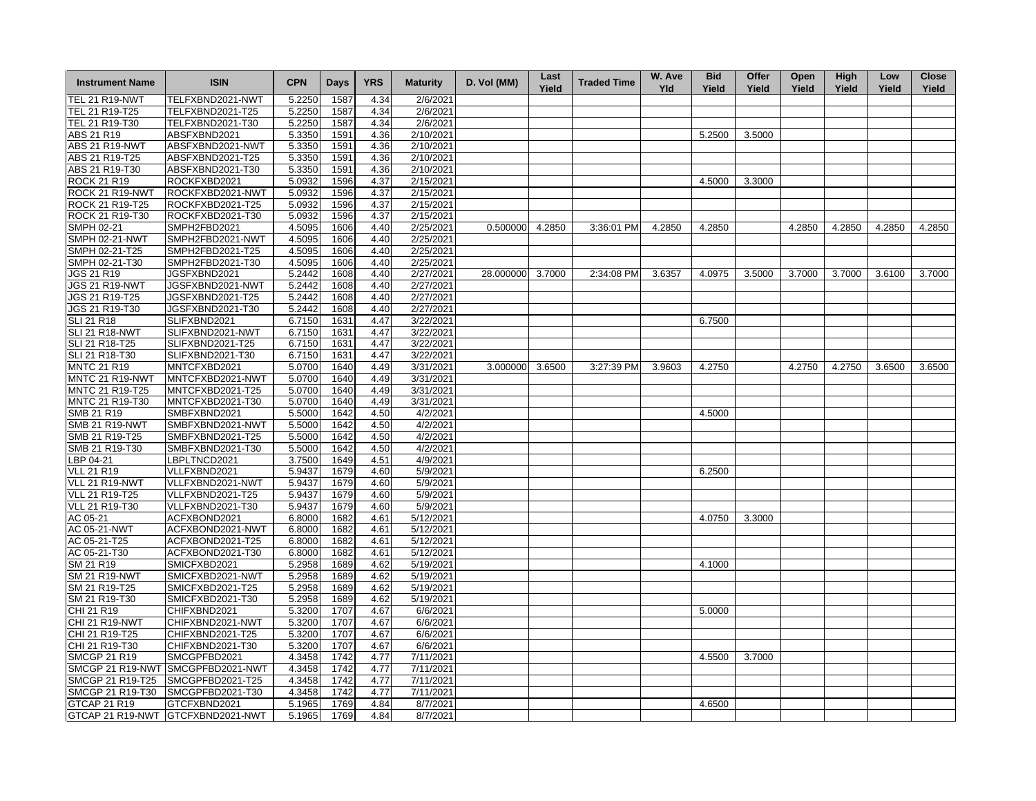| Instrument Name | ISIN | CPN | Days | YRS | Maturity | D. Vol (MM) | Last Yield | Traded Time | W. Ave Yld | Bid Yield | Offer Yield | Open Yield | High Yield | Low Yield | Close Yield |
|---|---|---|---|---|---|---|---|---|---|---|---|---|---|---|---|
| TEL 21 R19-NWT | TELFXBND2021-NWT | 5.2250 | 1587 | 4.34 | 2/6/2021 | | | | | | | | | | |
| TEL 21 R19-T25 | TELFXBND2021-T25 | 5.2250 | 1587 | 4.34 | 2/6/2021 | | | | | | | | | | |
| TEL 21 R19-T30 | TELFXBND2021-T30 | 5.2250 | 1587 | 4.34 | 2/6/2021 | | | | | | | | | | |
| ABS 21 R19 | ABSFXBND2021 | 5.3350 | 1591 | 4.36 | 2/10/2021 | | | | | 5.2500 | 3.5000 | | | | |
| ABS 21 R19-NWT | ABSFXBND2021-NWT | 5.3350 | 1591 | 4.36 | 2/10/2021 | | | | | | | | | | |
| ABS 21 R19-T25 | ABSFXBND2021-T25 | 5.3350 | 1591 | 4.36 | 2/10/2021 | | | | | | | | | | |
| ABS 21 R19-T30 | ABSFXBND2021-T30 | 5.3350 | 1591 | 4.36 | 2/10/2021 | | | | | | | | | | |
| ROCK 21 R19 | ROCKFXBD2021 | 5.0932 | 1596 | 4.37 | 2/15/2021 | | | | | 4.5000 | 3.3000 | | | | |
| ROCK 21 R19-NWT | ROCKFXBD2021-NWT | 5.0932 | 1596 | 4.37 | 2/15/2021 | | | | | | | | | | |
| ROCK 21 R19-T25 | ROCKFXBD2021-T25 | 5.0932 | 1596 | 4.37 | 2/15/2021 | | | | | | | | | | |
| ROCK 21 R19-T30 | ROCKFXBD2021-T30 | 5.0932 | 1596 | 4.37 | 2/15/2021 | | | | | | | | | | |
| SMPH 02-21 | SMPH2FBD2021 | 4.5095 | 1606 | 4.40 | 2/25/2021 | 0.500000 | 4.2850 | 3:36:01 PM | 4.2850 | 4.2850 | | 4.2850 | 4.2850 | 4.2850 | 4.2850 |
| SMPH 02-21-NWT | SMPH2FBD2021-NWT | 4.5095 | 1606 | 4.40 | 2/25/2021 | | | | | | | | | | |
| SMPH 02-21-T25 | SMPH2FBD2021-T25 | 4.5095 | 1606 | 4.40 | 2/25/2021 | | | | | | | | | | |
| SMPH 02-21-T30 | SMPH2FBD2021-T30 | 4.5095 | 1606 | 4.40 | 2/25/2021 | | | | | | | | | | |
| JGS 21 R19 | JGSFXBND2021 | 5.2442 | 1608 | 4.40 | 2/27/2021 | 28.000000 | 3.7000 | 2:34:08 PM | 3.6357 | 4.0975 | 3.5000 | 3.7000 | 3.7000 | 3.6100 | 3.7000 |
| JGS 21 R19-NWT | JGSFXBND2021-NWT | 5.2442 | 1608 | 4.40 | 2/27/2021 | | | | | | | | | | |
| JGS 21 R19-T25 | JGSFXBND2021-T25 | 5.2442 | 1608 | 4.40 | 2/27/2021 | | | | | | | | | | |
| JGS 21 R19-T30 | JGSFXBND2021-T30 | 5.2442 | 1608 | 4.40 | 2/27/2021 | | | | | | | | | | |
| SLI 21 R18 | SLIFXBND2021 | 6.7150 | 1631 | 4.47 | 3/22/2021 | | | | | 6.7500 | | | | | |
| SLI 21 R18-NWT | SLIFXBND2021-NWT | 6.7150 | 1631 | 4.47 | 3/22/2021 | | | | | | | | | | |
| SLI 21 R18-T25 | SLIFXBND2021-T25 | 6.7150 | 1631 | 4.47 | 3/22/2021 | | | | | | | | | | |
| SLI 21 R18-T30 | SLIFXBND2021-T30 | 6.7150 | 1631 | 4.47 | 3/22/2021 | | | | | | | | | | |
| MNTC 21 R19 | MNTCFXBD2021 | 5.0700 | 1640 | 4.49 | 3/31/2021 | 3.000000 | 3.6500 | 3:27:39 PM | 3.9603 | 4.2750 | | 4.2750 | 4.2750 | 3.6500 | 3.6500 |
| MNTC 21 R19-NWT | MNTCFXBD2021-NWT | 5.0700 | 1640 | 4.49 | 3/31/2021 | | | | | | | | | | |
| MNTC 21 R19-T25 | MNTCFXBD2021-T25 | 5.0700 | 1640 | 4.49 | 3/31/2021 | | | | | | | | | | |
| MNTC 21 R19-T30 | MNTCFXBD2021-T30 | 5.0700 | 1640 | 4.49 | 3/31/2021 | | | | | | | | | | |
| SMB 21 R19 | SMBFXBND2021 | 5.5000 | 1642 | 4.50 | 4/2/2021 | | | | | 4.5000 | | | | | |
| SMB 21 R19-NWT | SMBFXBND2021-NWT | 5.5000 | 1642 | 4.50 | 4/2/2021 | | | | | | | | | | |
| SMB 21 R19-T25 | SMBFXBND2021-T25 | 5.5000 | 1642 | 4.50 | 4/2/2021 | | | | | | | | | | |
| SMB 21 R19-T30 | SMBFXBND2021-T30 | 5.5000 | 1642 | 4.50 | 4/2/2021 | | | | | | | | | | |
| LBP 04-21 | LBPLTNCD2021 | 3.7500 | 1649 | 4.51 | 4/9/2021 | | | | | | | | | | |
| VLL 21 R19 | VLLFXBND2021 | 5.9437 | 1679 | 4.60 | 5/9/2021 | | | | | 6.2500 | | | | | |
| VLL 21 R19-NWT | VLLFXBND2021-NWT | 5.9437 | 1679 | 4.60 | 5/9/2021 | | | | | | | | | | |
| VLL 21 R19-T25 | VLLFXBND2021-T25 | 5.9437 | 1679 | 4.60 | 5/9/2021 | | | | | | | | | | |
| VLL 21 R19-T30 | VLLFXBND2021-T30 | 5.9437 | 1679 | 4.60 | 5/9/2021 | | | | | | | | | | |
| AC 05-21 | ACFXBOND2021 | 6.8000 | 1682 | 4.61 | 5/12/2021 | | | | | 4.0750 | 3.3000 | | | | |
| AC 05-21-NWT | ACFXBOND2021-NWT | 6.8000 | 1682 | 4.61 | 5/12/2021 | | | | | | | | | | |
| AC 05-21-T25 | ACFXBOND2021-T25 | 6.8000 | 1682 | 4.61 | 5/12/2021 | | | | | | | | | | |
| AC 05-21-T30 | ACFXBOND2021-T30 | 6.8000 | 1682 | 4.61 | 5/12/2021 | | | | | | | | | | |
| SM 21 R19 | SMICFXBD2021 | 5.2958 | 1689 | 4.62 | 5/19/2021 | | | | | 4.1000 | | | | | |
| SM 21 R19-NWT | SMICFXBD2021-NWT | 5.2958 | 1689 | 4.62 | 5/19/2021 | | | | | | | | | | |
| SM 21 R19-T25 | SMICFXBD2021-T25 | 5.2958 | 1689 | 4.62 | 5/19/2021 | | | | | | | | | | |
| SM 21 R19-T30 | SMICFXBD2021-T30 | 5.2958 | 1689 | 4.62 | 5/19/2021 | | | | | | | | | | |
| CHI 21 R19 | CHIFXBND2021 | 5.3200 | 1707 | 4.67 | 6/6/2021 | | | | | 5.0000 | | | | | |
| CHI 21 R19-NWT | CHIFXBND2021-NWT | 5.3200 | 1707 | 4.67 | 6/6/2021 | | | | | | | | | | |
| CHI 21 R19-T25 | CHIFXBND2021-T25 | 5.3200 | 1707 | 4.67 | 6/6/2021 | | | | | | | | | | |
| CHI 21 R19-T30 | CHIFXBND2021-T30 | 5.3200 | 1707 | 4.67 | 6/6/2021 | | | | | | | | | | |
| SMCGP 21 R19 | SMCGPFBD2021 | 4.3458 | 1742 | 4.77 | 7/11/2021 | | | | | 4.5500 | 3.7000 | | | | |
| SMCGP 21 R19-NWT | SMCGPFBD2021-NWT | 4.3458 | 1742 | 4.77 | 7/11/2021 | | | | | | | | | | |
| SMCGP 21 R19-T25 | SMCGPFBD2021-T25 | 4.3458 | 1742 | 4.77 | 7/11/2021 | | | | | | | | | | |
| SMCGP 21 R19-T30 | SMCGPFBD2021-T30 | 4.3458 | 1742 | 4.77 | 7/11/2021 | | | | | | | | | | |
| GTCAP 21 R19 | GTCFXBND2021 | 5.1965 | 1769 | 4.84 | 8/7/2021 | | | | | 4.6500 | | | | | |
| GTCAP 21 R19-NWT | GTCFXBND2021-NWT | 5.1965 | 1769 | 4.84 | 8/7/2021 | | | | | | | | | | |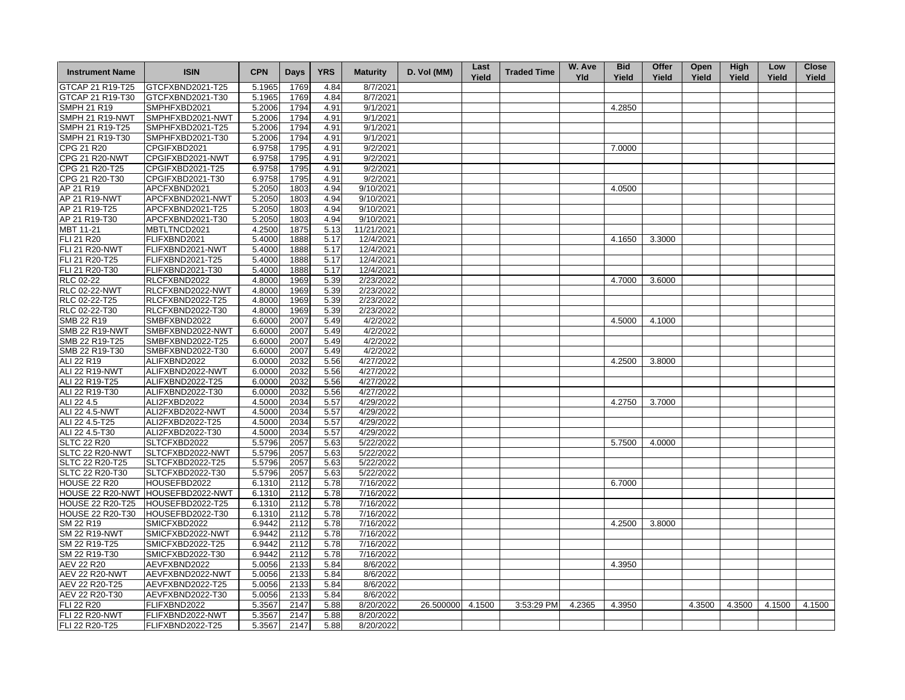| Instrument Name | ISIN | CPN | Days | YRS | Maturity | D. Vol (MM) | Last Yield | Traded Time | W. Ave Yld | Bid Yield | Offer Yield | Open Yield | High Yield | Low Yield | Close Yield |
|---|---|---|---|---|---|---|---|---|---|---|---|---|---|---|---|
| GTCAP 21 R19-T25 | GTCFXBND2021-T25 | 5.1965 | 1769 | 4.84 | 8/7/2021 | | | | | | | | | | |
| GTCAP 21 R19-T30 | GTCFXBND2021-T30 | 5.1965 | 1769 | 4.84 | 8/7/2021 | | | | | | | | | | |
| SMPH 21 R19 | SMPHFXBD2021 | 5.2006 | 1794 | 4.91 | 9/1/2021 | | | | | 4.2850 | | | | | |
| SMPH 21 R19-NWT | SMPHFXBD2021-NWT | 5.2006 | 1794 | 4.91 | 9/1/2021 | | | | | | | | | | |
| SMPH 21 R19-T25 | SMPHFXBD2021-T25 | 5.2006 | 1794 | 4.91 | 9/1/2021 | | | | | | | | | | |
| SMPH 21 R19-T30 | SMPHFXBD2021-T30 | 5.2006 | 1794 | 4.91 | 9/1/2021 | | | | | | | | | | |
| CPG 21 R20 | CPGIFXBD2021 | 6.9758 | 1795 | 4.91 | 9/2/2021 | | | | | 7.0000 | | | | | |
| CPG 21 R20-NWT | CPGIFXBD2021-NWT | 6.9758 | 1795 | 4.91 | 9/2/2021 | | | | | | | | | | |
| CPG 21 R20-T25 | CPGIFXBD2021-T25 | 6.9758 | 1795 | 4.91 | 9/2/2021 | | | | | | | | | | |
| CPG 21 R20-T30 | CPGIFXBD2021-T30 | 6.9758 | 1795 | 4.91 | 9/2/2021 | | | | | | | | | | |
| AP 21 R19 | APCFXBND2021 | 5.2050 | 1803 | 4.94 | 9/10/2021 | | | | | 4.0500 | | | | | |
| AP 21 R19-NWT | APCFXBND2021-NWT | 5.2050 | 1803 | 4.94 | 9/10/2021 | | | | | | | | | | |
| AP 21 R19-T25 | APCFXBND2021-T25 | 5.2050 | 1803 | 4.94 | 9/10/2021 | | | | | | | | | | |
| AP 21 R19-T30 | APCFXBND2021-T30 | 5.2050 | 1803 | 4.94 | 9/10/2021 | | | | | | | | | | |
| MBT 11-21 | MBTLTNCD2021 | 4.2500 | 1875 | 5.13 | 11/21/2021 | | | | | | | | | | |
| FLI 21 R20 | FLIFXBND2021 | 5.4000 | 1888 | 5.17 | 12/4/2021 | | | | | 4.1650 | 3.3000 | | | | |
| FLI 21 R20-NWT | FLIFXBND2021-NWT | 5.4000 | 1888 | 5.17 | 12/4/2021 | | | | | | | | | | |
| FLI 21 R20-T25 | FLIFXBND2021-T25 | 5.4000 | 1888 | 5.17 | 12/4/2021 | | | | | | | | | | |
| FLI 21 R20-T30 | FLIFXBND2021-T30 | 5.4000 | 1888 | 5.17 | 12/4/2021 | | | | | | | | | | |
| RLC 02-22 | RLCFXBND2022 | 4.8000 | 1969 | 5.39 | 2/23/2022 | | | | | 4.7000 | 3.6000 | | | | |
| RLC 02-22-NWT | RLCFXBND2022-NWT | 4.8000 | 1969 | 5.39 | 2/23/2022 | | | | | | | | | | |
| RLC 02-22-T25 | RLCFXBND2022-T25 | 4.8000 | 1969 | 5.39 | 2/23/2022 | | | | | | | | | | |
| RLC 02-22-T30 | RLCFXBND2022-T30 | 4.8000 | 1969 | 5.39 | 2/23/2022 | | | | | | | | | | |
| SMB 22 R19 | SMBFXBND2022 | 6.6000 | 2007 | 5.49 | 4/2/2022 | | | | | 4.5000 | 4.1000 | | | | |
| SMB 22 R19-NWT | SMBFXBND2022-NWT | 6.6000 | 2007 | 5.49 | 4/2/2022 | | | | | | | | | | |
| SMB 22 R19-T25 | SMBFXBND2022-T25 | 6.6000 | 2007 | 5.49 | 4/2/2022 | | | | | | | | | | |
| SMB 22 R19-T30 | SMBFXBND2022-T30 | 6.6000 | 2007 | 5.49 | 4/2/2022 | | | | | | | | | | |
| ALI 22 R19 | ALIFXBND2022 | 6.0000 | 2032 | 5.56 | 4/27/2022 | | | | | 4.2500 | 3.8000 | | | | |
| ALI 22 R19-NWT | ALIFXBND2022-NWT | 6.0000 | 2032 | 5.56 | 4/27/2022 | | | | | | | | | | |
| ALI 22 R19-T25 | ALIFXBND2022-T25 | 6.0000 | 2032 | 5.56 | 4/27/2022 | | | | | | | | | | |
| ALI 22 R19-T30 | ALIFXBND2022-T30 | 6.0000 | 2032 | 5.56 | 4/27/2022 | | | | | | | | | | |
| ALI 22 4.5 | ALI2FXBD2022 | 4.5000 | 2034 | 5.57 | 4/29/2022 | | | | | 4.2750 | 3.7000 | | | | |
| ALI 22 4.5-NWT | ALI2FXBD2022-NWT | 4.5000 | 2034 | 5.57 | 4/29/2022 | | | | | | | | | | |
| ALI 22 4.5-T25 | ALI2FXBD2022-T25 | 4.5000 | 2034 | 5.57 | 4/29/2022 | | | | | | | | | | |
| ALI 22 4.5-T30 | ALI2FXBD2022-T30 | 4.5000 | 2034 | 5.57 | 4/29/2022 | | | | | | | | | | |
| SLTC 22 R20 | SLTCFXBD2022 | 5.5796 | 2057 | 5.63 | 5/22/2022 | | | | | 5.7500 | 4.0000 | | | | |
| SLTC 22 R20-NWT | SLTCFXBD2022-NWT | 5.5796 | 2057 | 5.63 | 5/22/2022 | | | | | | | | | | |
| SLTC 22 R20-T25 | SLTCFXBD2022-T25 | 5.5796 | 2057 | 5.63 | 5/22/2022 | | | | | | | | | | |
| SLTC 22 R20-T30 | SLTCFXBD2022-T30 | 5.5796 | 2057 | 5.63 | 5/22/2022 | | | | | | | | | | |
| HOUSE 22 R20 | HOUSEFBD2022 | 6.1310 | 2112 | 5.78 | 7/16/2022 | | | | | 6.7000 | | | | | |
| HOUSE 22 R20-NWT | HOUSEFBD2022-NWT | 6.1310 | 2112 | 5.78 | 7/16/2022 | | | | | | | | | | |
| HOUSE 22 R20-T25 | HOUSEFBD2022-T25 | 6.1310 | 2112 | 5.78 | 7/16/2022 | | | | | | | | | | |
| HOUSE 22 R20-T30 | HOUSEFBD2022-T30 | 6.1310 | 2112 | 5.78 | 7/16/2022 | | | | | | | | | | |
| SM 22 R19 | SMICFXBD2022 | 6.9442 | 2112 | 5.78 | 7/16/2022 | | | | | 4.2500 | 3.8000 | | | | |
| SM 22 R19-NWT | SMICFXBD2022-NWT | 6.9442 | 2112 | 5.78 | 7/16/2022 | | | | | | | | | | |
| SM 22 R19-T25 | SMICFXBD2022-T25 | 6.9442 | 2112 | 5.78 | 7/16/2022 | | | | | | | | | | |
| SM 22 R19-T30 | SMICFXBD2022-T30 | 6.9442 | 2112 | 5.78 | 7/16/2022 | | | | | | | | | | |
| AEV 22 R20 | AEVFXBND2022 | 5.0056 | 2133 | 5.84 | 8/6/2022 | | | | | 4.3950 | | | | | |
| AEV 22 R20-NWT | AEVFXBND2022-NWT | 5.0056 | 2133 | 5.84 | 8/6/2022 | | | | | | | | | | |
| AEV 22 R20-T25 | AEVFXBND2022-T25 | 5.0056 | 2133 | 5.84 | 8/6/2022 | | | | | | | | | | |
| AEV 22 R20-T30 | AEVFXBND2022-T30 | 5.0056 | 2133 | 5.84 | 8/6/2022 | | | | | | | | | | |
| FLI 22 R20 | FLIFXBND2022 | 5.3567 | 2147 | 5.88 | 8/20/2022 | 26.500000 | 4.1500 | 3:53:29 PM | 4.2365 | 4.3950 | | 4.3500 | 4.3500 | 4.1500 | 4.1500 |
| FLI 22 R20-NWT | FLIFXBND2022-NWT | 5.3567 | 2147 | 5.88 | 8/20/2022 | | | | | | | | | | |
| FLI 22 R20-T25 | FLIFXBND2022-T25 | 5.3567 | 2147 | 5.88 | 8/20/2022 | | | | | | | | | | |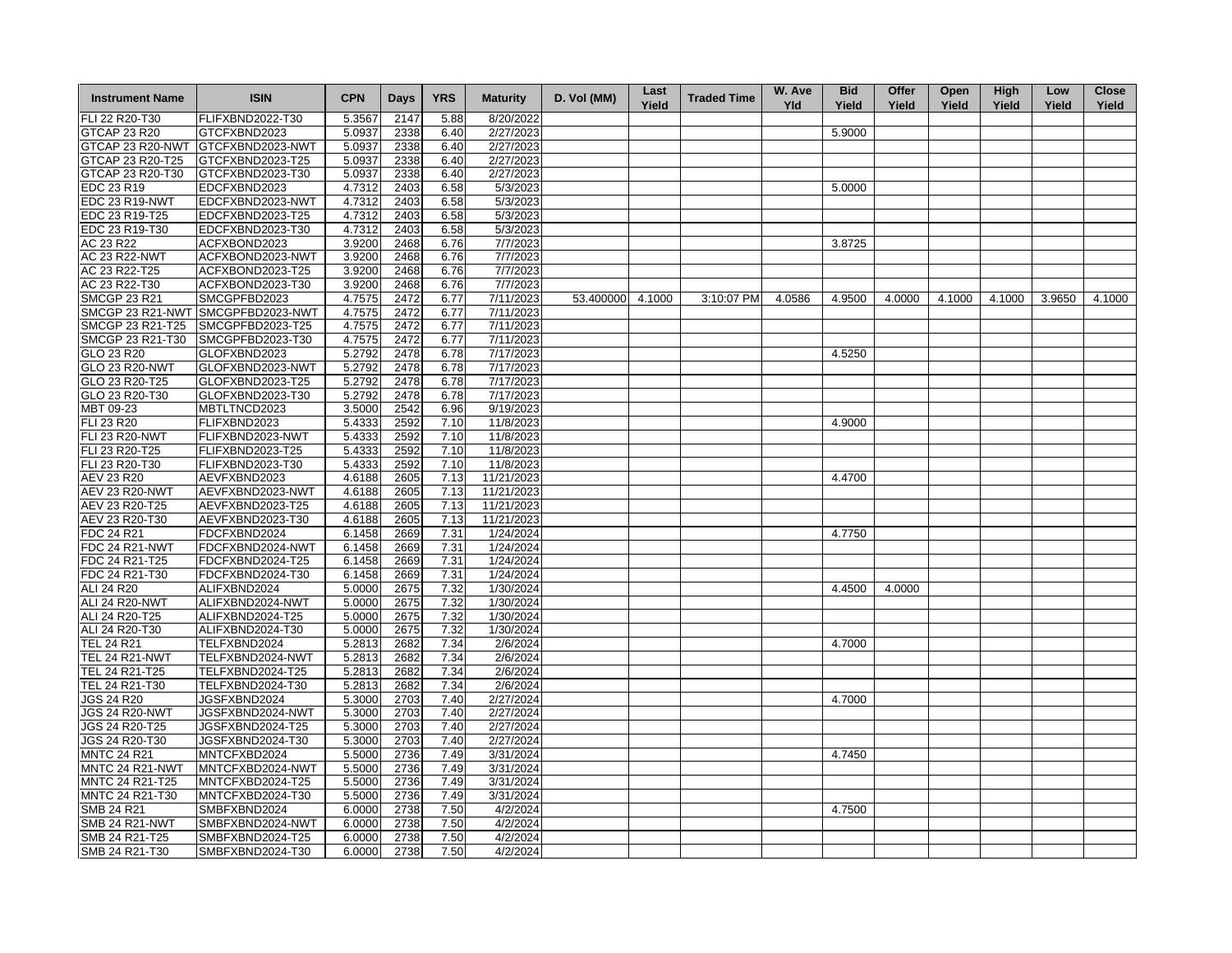| Instrument Name | ISIN | CPN | Days | YRS | Maturity | D. Vol (MM) | Last Yield | Traded Time | W. Ave Yld | Bid Yield | Offer Yield | Open Yield | High Yield | Low Yield | Close Yield |
|---|---|---|---|---|---|---|---|---|---|---|---|---|---|---|---|
| FLI 22 R20-T30 | FLIFXBND2022-T30 | 5.3567 | 2147 | 5.88 | 8/20/2022 | | | | | | | | | | |
| GTCAP 23 R20 | GTCFXBND2023 | 5.0937 | 2338 | 6.40 | 2/27/2023 | | | | | 5.9000 | | | | | |
| GTCAP 23 R20-NWT | GTCFXBND2023-NWT | 5.0937 | 2338 | 6.40 | 2/27/2023 | | | | | | | | | | |
| GTCAP 23 R20-T25 | GTCFXBND2023-T25 | 5.0937 | 2338 | 6.40 | 2/27/2023 | | | | | | | | | | |
| GTCAP 23 R20-T30 | GTCFXBND2023-T30 | 5.0937 | 2338 | 6.40 | 2/27/2023 | | | | | | | | | | |
| EDC 23 R19 | EDCFXBND2023 | 4.7312 | 2403 | 6.58 | 5/3/2023 | | | | | 5.0000 | | | | | |
| EDC 23 R19-NWT | EDCFXBND2023-NWT | 4.7312 | 2403 | 6.58 | 5/3/2023 | | | | | | | | | | |
| EDC 23 R19-T25 | EDCFXBND2023-T25 | 4.7312 | 2403 | 6.58 | 5/3/2023 | | | | | | | | | | |
| EDC 23 R19-T30 | EDCFXBND2023-T30 | 4.7312 | 2403 | 6.58 | 5/3/2023 | | | | | | | | | | |
| AC 23 R22 | ACFXBOND2023 | 3.9200 | 2468 | 6.76 | 7/7/2023 | | | | | 3.8725 | | | | | |
| AC 23 R22-NWT | ACFXBOND2023-NWT | 3.9200 | 2468 | 6.76 | 7/7/2023 | | | | | | | | | | |
| AC 23 R22-T25 | ACFXBOND2023-T25 | 3.9200 | 2468 | 6.76 | 7/7/2023 | | | | | | | | | | |
| AC 23 R22-T30 | ACFXBOND2023-T30 | 3.9200 | 2468 | 6.76 | 7/7/2023 | | | | | | | | | | |
| SMCGP 23 R21 | SMCGPFBD2023 | 4.7575 | 2472 | 6.77 | 7/11/2023 | 53.400000 | 4.1000 | 3:10:07 PM | 4.0586 | 4.9500 | 4.0000 | 4.1000 | 4.1000 | 3.9650 | 4.1000 |
| SMCGP 23 R21-NWT | SMCGPFBD2023-NWT | 4.7575 | 2472 | 6.77 | 7/11/2023 | | | | | | | | | | |
| SMCGP 23 R21-T25 | SMCGPFBD2023-T25 | 4.7575 | 2472 | 6.77 | 7/11/2023 | | | | | | | | | | |
| SMCGP 23 R21-T30 | SMCGPFBD2023-T30 | 4.7575 | 2472 | 6.77 | 7/11/2023 | | | | | | | | | | |
| GLO 23 R20 | GLOFXBND2023 | 5.2792 | 2478 | 6.78 | 7/17/2023 | | | | | 4.5250 | | | | | |
| GLO 23 R20-NWT | GLOFXBND2023-NWT | 5.2792 | 2478 | 6.78 | 7/17/2023 | | | | | | | | | | |
| GLO 23 R20-T25 | GLOFXBND2023-T25 | 5.2792 | 2478 | 6.78 | 7/17/2023 | | | | | | | | | | |
| GLO 23 R20-T30 | GLOFXBND2023-T30 | 5.2792 | 2478 | 6.78 | 7/17/2023 | | | | | | | | | | |
| MBT 09-23 | MBTLTNCD2023 | 3.5000 | 2542 | 6.96 | 9/19/2023 | | | | | | | | | | |
| FLI 23 R20 | FLIFXBND2023 | 5.4333 | 2592 | 7.10 | 11/8/2023 | | | | | 4.9000 | | | | | |
| FLI 23 R20-NWT | FLIFXBND2023-NWT | 5.4333 | 2592 | 7.10 | 11/8/2023 | | | | | | | | | | |
| FLI 23 R20-T25 | FLIFXBND2023-T25 | 5.4333 | 2592 | 7.10 | 11/8/2023 | | | | | | | | | | |
| FLI 23 R20-T30 | FLIFXBND2023-T30 | 5.4333 | 2592 | 7.10 | 11/8/2023 | | | | | | | | | | |
| AEV 23 R20 | AEVFXBND2023 | 4.6188 | 2605 | 7.13 | 11/21/2023 | | | | | 4.4700 | | | | | |
| AEV 23 R20-NWT | AEVFXBND2023-NWT | 4.6188 | 2605 | 7.13 | 11/21/2023 | | | | | | | | | | |
| AEV 23 R20-T25 | AEVFXBND2023-T25 | 4.6188 | 2605 | 7.13 | 11/21/2023 | | | | | | | | | | |
| AEV 23 R20-T30 | AEVFXBND2023-T30 | 4.6188 | 2605 | 7.13 | 11/21/2023 | | | | | | | | | | |
| FDC 24 R21 | FDCFXBND2024 | 6.1458 | 2669 | 7.31 | 1/24/2024 | | | | | 4.7750 | | | | | |
| FDC 24 R21-NWT | FDCFXBND2024-NWT | 6.1458 | 2669 | 7.31 | 1/24/2024 | | | | | | | | | | |
| FDC 24 R21-T25 | FDCFXBND2024-T25 | 6.1458 | 2669 | 7.31 | 1/24/2024 | | | | | | | | | | |
| FDC 24 R21-T30 | FDCFXBND2024-T30 | 6.1458 | 2669 | 7.31 | 1/24/2024 | | | | | | | | | | |
| ALI 24 R20 | ALIFXBND2024 | 5.0000 | 2675 | 7.32 | 1/30/2024 | | | | | 4.4500 | 4.0000 | | | | |
| ALI 24 R20-NWT | ALIFXBND2024-NWT | 5.0000 | 2675 | 7.32 | 1/30/2024 | | | | | | | | | | |
| ALI 24 R20-T25 | ALIFXBND2024-T25 | 5.0000 | 2675 | 7.32 | 1/30/2024 | | | | | | | | | | |
| ALI 24 R20-T30 | ALIFXBND2024-T30 | 5.0000 | 2675 | 7.32 | 1/30/2024 | | | | | | | | | | |
| TEL 24 R21 | TELFXBND2024 | 5.2813 | 2682 | 7.34 | 2/6/2024 | | | | | 4.7000 | | | | | |
| TEL 24 R21-NWT | TELFXBND2024-NWT | 5.2813 | 2682 | 7.34 | 2/6/2024 | | | | | | | | | | |
| TEL 24 R21-T25 | TELFXBND2024-T25 | 5.2813 | 2682 | 7.34 | 2/6/2024 | | | | | | | | | | |
| TEL 24 R21-T30 | TELFXBND2024-T30 | 5.2813 | 2682 | 7.34 | 2/6/2024 | | | | | | | | | | |
| JGS 24 R20 | JGSFXBND2024 | 5.3000 | 2703 | 7.40 | 2/27/2024 | | | | | 4.7000 | | | | | |
| JGS 24 R20-NWT | JGSFXBND2024-NWT | 5.3000 | 2703 | 7.40 | 2/27/2024 | | | | | | | | | | |
| JGS 24 R20-T25 | JGSFXBND2024-T25 | 5.3000 | 2703 | 7.40 | 2/27/2024 | | | | | | | | | | |
| JGS 24 R20-T30 | JGSFXBND2024-T30 | 5.3000 | 2703 | 7.40 | 2/27/2024 | | | | | | | | | | |
| MNTC 24 R21 | MNTCFXBD2024 | 5.5000 | 2736 | 7.49 | 3/31/2024 | | | | | 4.7450 | | | | | |
| MNTC 24 R21-NWT | MNTCFXBD2024-NWT | 5.5000 | 2736 | 7.49 | 3/31/2024 | | | | | | | | | | |
| MNTC 24 R21-T25 | MNTCFXBD2024-T25 | 5.5000 | 2736 | 7.49 | 3/31/2024 | | | | | | | | | | |
| MNTC 24 R21-T30 | MNTCFXBD2024-T30 | 5.5000 | 2736 | 7.49 | 3/31/2024 | | | | | | | | | | |
| SMB 24 R21 | SMBFXBND2024 | 6.0000 | 2738 | 7.50 | 4/2/2024 | | | | | 4.7500 | | | | | |
| SMB 24 R21-NWT | SMBFXBND2024-NWT | 6.0000 | 2738 | 7.50 | 4/2/2024 | | | | | | | | | | |
| SMB 24 R21-T25 | SMBFXBND2024-T25 | 6.0000 | 2738 | 7.50 | 4/2/2024 | | | | | | | | | | |
| SMB 24 R21-T30 | SMBFXBND2024-T30 | 6.0000 | 2738 | 7.50 | 4/2/2024 | | | | | | | | | | |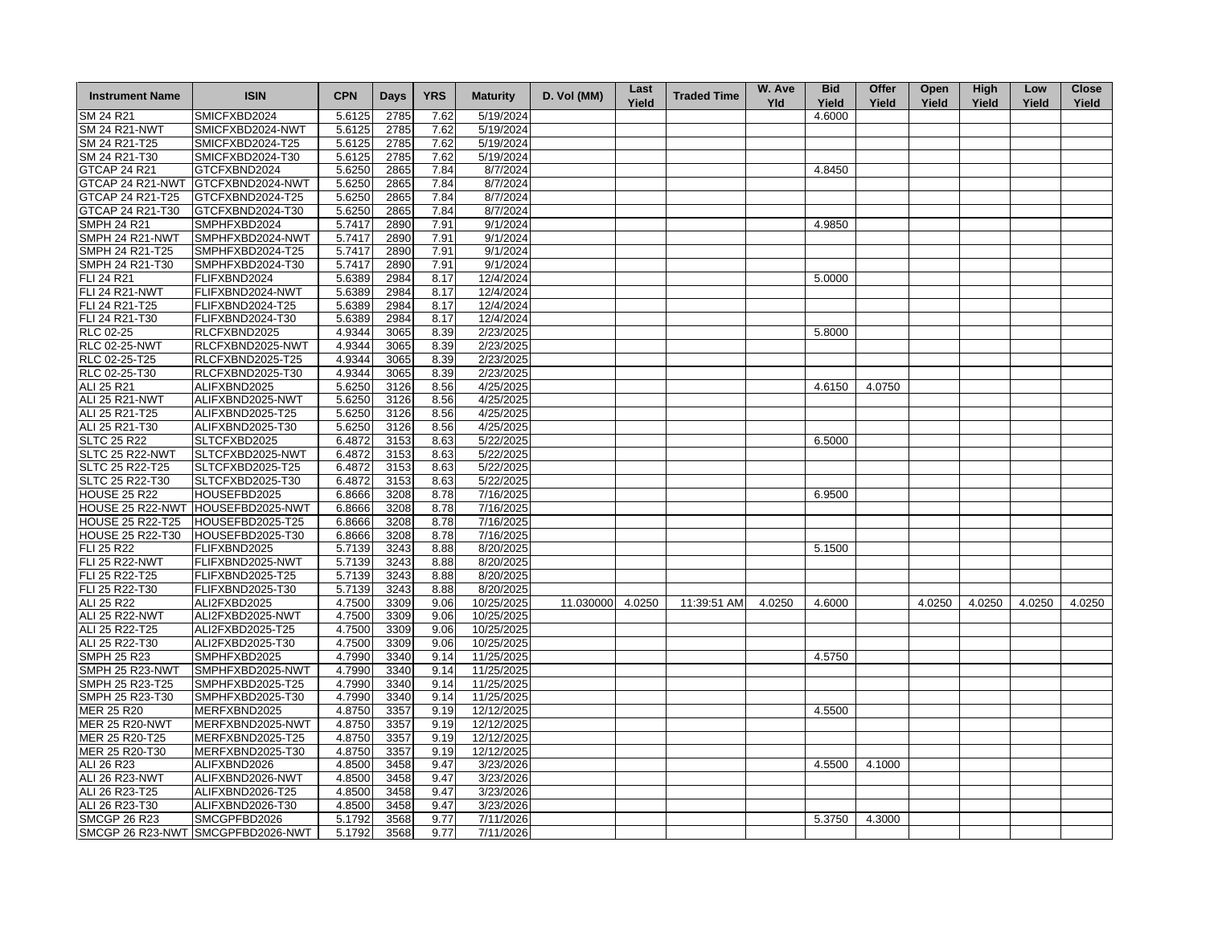| Instrument Name | ISIN | CPN | Days | YRS | Maturity | D. Vol (MM) | Last Yield | Traded Time | W. Ave Yld | Bid Yield | Offer Yield | Open Yield | High Yield | Low Yield | Close Yield |
|---|---|---|---|---|---|---|---|---|---|---|---|---|---|---|---|
| SM 24 R21 | SMICFXBD2024 | 5.6125 | 2785 | 7.62 | 5/19/2024 | | | | | 4.6000 | | | | | |
| SM 24 R21-NWT | SMICFXBD2024-NWT | 5.6125 | 2785 | 7.62 | 5/19/2024 | | | | | | | | | | |
| SM 24 R21-T25 | SMICFXBD2024-T25 | 5.6125 | 2785 | 7.62 | 5/19/2024 | | | | | | | | | | |
| SM 24 R21-T30 | SMICFXBD2024-T30 | 5.6125 | 2785 | 7.62 | 5/19/2024 | | | | | | | | | | |
| GTCAP 24 R21 | GTCFXBND2024 | 5.6250 | 2865 | 7.84 | 8/7/2024 | | | | | 4.8450 | | | | | |
| GTCAP 24 R21-NWT | GTCFXBND2024-NWT | 5.6250 | 2865 | 7.84 | 8/7/2024 | | | | | | | | | | |
| GTCAP 24 R21-T25 | GTCFXBND2024-T25 | 5.6250 | 2865 | 7.84 | 8/7/2024 | | | | | | | | | | |
| GTCAP 24 R21-T30 | GTCFXBND2024-T30 | 5.6250 | 2865 | 7.84 | 8/7/2024 | | | | | | | | | | |
| SMPH 24 R21 | SMPHFXBD2024 | 5.7417 | 2890 | 7.91 | 9/1/2024 | | | | | 4.9850 | | | | | |
| SMPH 24 R21-NWT | SMPHFXBD2024-NWT | 5.7417 | 2890 | 7.91 | 9/1/2024 | | | | | | | | | | |
| SMPH 24 R21-T25 | SMPHFXBD2024-T25 | 5.7417 | 2890 | 7.91 | 9/1/2024 | | | | | | | | | | |
| SMPH 24 R21-T30 | SMPHFXBD2024-T30 | 5.7417 | 2890 | 7.91 | 9/1/2024 | | | | | | | | | | |
| FLI 24 R21 | FLIFXBND2024 | 5.6389 | 2984 | 8.17 | 12/4/2024 | | | | | 5.0000 | | | | | |
| FLI 24 R21-NWT | FLIFXBND2024-NWT | 5.6389 | 2984 | 8.17 | 12/4/2024 | | | | | | | | | | |
| FLI 24 R21-T25 | FLIFXBND2024-T25 | 5.6389 | 2984 | 8.17 | 12/4/2024 | | | | | | | | | | |
| FLI 24 R21-T30 | FLIFXBND2024-T30 | 5.6389 | 2984 | 8.17 | 12/4/2024 | | | | | | | | | | |
| RLC 02-25 | RLCFXBND2025 | 4.9344 | 3065 | 8.39 | 2/23/2025 | | | | | 5.8000 | | | | | |
| RLC 02-25-NWT | RLCFXBND2025-NWT | 4.9344 | 3065 | 8.39 | 2/23/2025 | | | | | | | | | | |
| RLC 02-25-T25 | RLCFXBND2025-T25 | 4.9344 | 3065 | 8.39 | 2/23/2025 | | | | | | | | | | |
| RLC 02-25-T30 | RLCFXBND2025-T30 | 4.9344 | 3065 | 8.39 | 2/23/2025 | | | | | | | | | | |
| ALI 25 R21 | ALIFXBND2025 | 5.6250 | 3126 | 8.56 | 4/25/2025 | | | | | 4.6150 | 4.0750 | | | | |
| ALI 25 R21-NWT | ALIFXBND2025-NWT | 5.6250 | 3126 | 8.56 | 4/25/2025 | | | | | | | | | | |
| ALI 25 R21-T25 | ALIFXBND2025-T25 | 5.6250 | 3126 | 8.56 | 4/25/2025 | | | | | | | | | | |
| ALI 25 R21-T30 | ALIFXBND2025-T30 | 5.6250 | 3126 | 8.56 | 4/25/2025 | | | | | | | | | | |
| SLTC 25 R22 | SLTCFXBD2025 | 6.4872 | 3153 | 8.63 | 5/22/2025 | | | | | 6.5000 | | | | | |
| SLTC 25 R22-NWT | SLTCFXBD2025-NWT | 6.4872 | 3153 | 8.63 | 5/22/2025 | | | | | | | | | | |
| SLTC 25 R22-T25 | SLTCFXBD2025-T25 | 6.4872 | 3153 | 8.63 | 5/22/2025 | | | | | | | | | | |
| SLTC 25 R22-T30 | SLTCFXBD2025-T30 | 6.4872 | 3153 | 8.63 | 5/22/2025 | | | | | | | | | | |
| HOUSE 25 R22 | HOUSEFBD2025 | 6.8666 | 3208 | 8.78 | 7/16/2025 | | | | | 6.9500 | | | | | |
| HOUSE 25 R22-NWT | HOUSEFBD2025-NWT | 6.8666 | 3208 | 8.78 | 7/16/2025 | | | | | | | | | | |
| HOUSE 25 R22-T25 | HOUSEFBD2025-T25 | 6.8666 | 3208 | 8.78 | 7/16/2025 | | | | | | | | | | |
| HOUSE 25 R22-T30 | HOUSEFBD2025-T30 | 6.8666 | 3208 | 8.78 | 7/16/2025 | | | | | | | | | | |
| FLI 25 R22 | FLIFXBND2025 | 5.7139 | 3243 | 8.88 | 8/20/2025 | | | | | 5.1500 | | | | | |
| FLI 25 R22-NWT | FLIFXBND2025-NWT | 5.7139 | 3243 | 8.88 | 8/20/2025 | | | | | | | | | | |
| FLI 25 R22-T25 | FLIFXBND2025-T25 | 5.7139 | 3243 | 8.88 | 8/20/2025 | | | | | | | | | | |
| FLI 25 R22-T30 | FLIFXBND2025-T30 | 5.7139 | 3243 | 8.88 | 8/20/2025 | | | | | | | | | | |
| ALI 25 R22 | ALI2FXBD2025 | 4.7500 | 3309 | 9.06 | 10/25/2025 | 11.030000 | 4.0250 | 11:39:51 AM | 4.0250 | 4.6000 | | 4.0250 | 4.0250 | 4.0250 | 4.0250 |
| ALI 25 R22-NWT | ALI2FXBD2025-NWT | 4.7500 | 3309 | 9.06 | 10/25/2025 | | | | | | | | | | |
| ALI 25 R22-T25 | ALI2FXBD2025-T25 | 4.7500 | 3309 | 9.06 | 10/25/2025 | | | | | | | | | | |
| ALI 25 R22-T30 | ALI2FXBD2025-T30 | 4.7500 | 3309 | 9.06 | 10/25/2025 | | | | | | | | | | |
| SMPH 25 R23 | SMPHFXBD2025 | 4.7990 | 3340 | 9.14 | 11/25/2025 | | | | | 4.5750 | | | | | |
| SMPH 25 R23-NWT | SMPHFXBD2025-NWT | 4.7990 | 3340 | 9.14 | 11/25/2025 | | | | | | | | | | |
| SMPH 25 R23-T25 | SMPHFXBD2025-T25 | 4.7990 | 3340 | 9.14 | 11/25/2025 | | | | | | | | | | |
| SMPH 25 R23-T30 | SMPHFXBD2025-T30 | 4.7990 | 3340 | 9.14 | 11/25/2025 | | | | | | | | | | |
| MER 25 R20 | MERFXBND2025 | 4.8750 | 3357 | 9.19 | 12/12/2025 | | | | | 4.5500 | | | | | |
| MER 25 R20-NWT | MERFXBND2025-NWT | 4.8750 | 3357 | 9.19 | 12/12/2025 | | | | | | | | | | |
| MER 25 R20-T25 | MERFXBND2025-T25 | 4.8750 | 3357 | 9.19 | 12/12/2025 | | | | | | | | | | |
| MER 25 R20-T30 | MERFXBND2025-T30 | 4.8750 | 3357 | 9.19 | 12/12/2025 | | | | | | | | | | |
| ALI 26 R23 | ALIFXBND2026 | 4.8500 | 3458 | 9.47 | 3/23/2026 | | | | | 4.5500 | 4.1000 | | | | |
| ALI 26 R23-NWT | ALIFXBND2026-NWT | 4.8500 | 3458 | 9.47 | 3/23/2026 | | | | | | | | | | |
| ALI 26 R23-T25 | ALIFXBND2026-T25 | 4.8500 | 3458 | 9.47 | 3/23/2026 | | | | | | | | | | |
| ALI 26 R23-T30 | ALIFXBND2026-T30 | 4.8500 | 3458 | 9.47 | 3/23/2026 | | | | | | | | | | |
| SMCGP 26 R23 | SMCGPFBD2026 | 5.1792 | 3568 | 9.77 | 7/11/2026 | | | | | 5.3750 | 4.3000 | | | | |
| SMCGP 26 R23-NWT | SMCGPFBD2026-NWT | 5.1792 | 3568 | 9.77 | 7/11/2026 | | | | | | | | | | |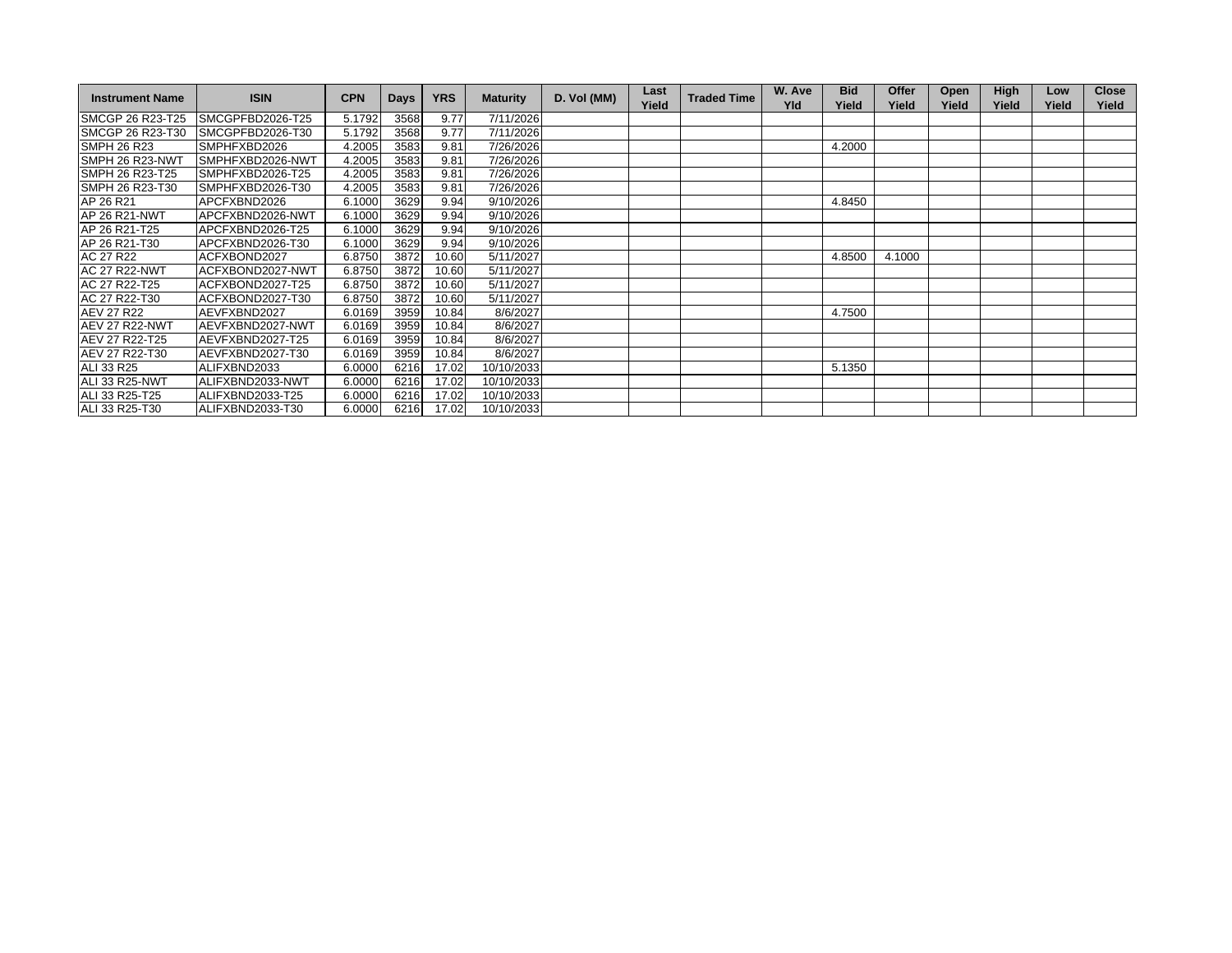| Instrument Name | ISIN | CPN | Days | YRS | Maturity | D. Vol (MM) | Last Yield | Traded Time | W. Ave Yld | Bid Yield | Offer Yield | Open Yield | High Yield | Low Yield | Close Yield |
|---|---|---|---|---|---|---|---|---|---|---|---|---|---|---|---|
| SMCGP 26 R23-T25 | SMCGPFBD2026-T25 | 5.1792 | 3568 | 9.77 | 7/11/2026 | | | | | | | | | | |
| SMCGP 26 R23-T30 | SMCGPFBD2026-T30 | 5.1792 | 3568 | 9.77 | 7/11/2026 | | | | | | | | | | |
| SMPH 26 R23 | SMPHFXBD2026 | 4.2005 | 3583 | 9.81 | 7/26/2026 | | | | | 4.2000 | | | | | |
| SMPH 26 R23-NWT | SMPHFXBD2026-NWT | 4.2005 | 3583 | 9.81 | 7/26/2026 | | | | | | | | | | |
| SMPH 26 R23-T25 | SMPHFXBD2026-T25 | 4.2005 | 3583 | 9.81 | 7/26/2026 | | | | | | | | | | |
| SMPH 26 R23-T30 | SMPHFXBD2026-T30 | 4.2005 | 3583 | 9.81 | 7/26/2026 | | | | | | | | | | |
| AP 26 R21 | APCFXBND2026 | 6.1000 | 3629 | 9.94 | 9/10/2026 | | | | | 4.8450 | | | | | |
| AP 26 R21-NWT | APCFXBND2026-NWT | 6.1000 | 3629 | 9.94 | 9/10/2026 | | | | | | | | | | |
| AP 26 R21-T25 | APCFXBND2026-T25 | 6.1000 | 3629 | 9.94 | 9/10/2026 | | | | | | | | | | |
| AP 26 R21-T30 | APCFXBND2026-T30 | 6.1000 | 3629 | 9.94 | 9/10/2026 | | | | | | | | | | |
| AC 27 R22 | ACFXBOND2027 | 6.8750 | 3872 | 10.60 | 5/11/2027 | | | | | 4.8500 | 4.1000 | | | | |
| AC 27 R22-NWT | ACFXBOND2027-NWT | 6.8750 | 3872 | 10.60 | 5/11/2027 | | | | | | | | | | |
| AC 27 R22-T25 | ACFXBOND2027-T25 | 6.8750 | 3872 | 10.60 | 5/11/2027 | | | | | | | | | | |
| AC 27 R22-T30 | ACFXBOND2027-T30 | 6.8750 | 3872 | 10.60 | 5/11/2027 | | | | | | | | | | |
| AEV 27 R22 | AEVFXBND2027 | 6.0169 | 3959 | 10.84 | 8/6/2027 | | | | | 4.7500 | | | | | |
| AEV 27 R22-NWT | AEVFXBND2027-NWT | 6.0169 | 3959 | 10.84 | 8/6/2027 | | | | | | | | | | |
| AEV 27 R22-T25 | AEVFXBND2027-T25 | 6.0169 | 3959 | 10.84 | 8/6/2027 | | | | | | | | | | |
| AEV 27 R22-T30 | AEVFXBND2027-T30 | 6.0169 | 3959 | 10.84 | 8/6/2027 | | | | | | | | | | |
| ALI 33 R25 | ALIFXBND2033 | 6.0000 | 6216 | 17.02 | 10/10/2033 | | | | | 5.1350 | | | | | |
| ALI 33 R25-NWT | ALIFXBND2033-NWT | 6.0000 | 6216 | 17.02 | 10/10/2033 | | | | | | | | | | |
| ALI 33 R25-T25 | ALIFXBND2033-T25 | 6.0000 | 6216 | 17.02 | 10/10/2033 | | | | | | | | | | |
| ALI 33 R25-T30 | ALIFXBND2033-T30 | 6.0000 | 6216 | 17.02 | 10/10/2033 | | | | | | | | | | |